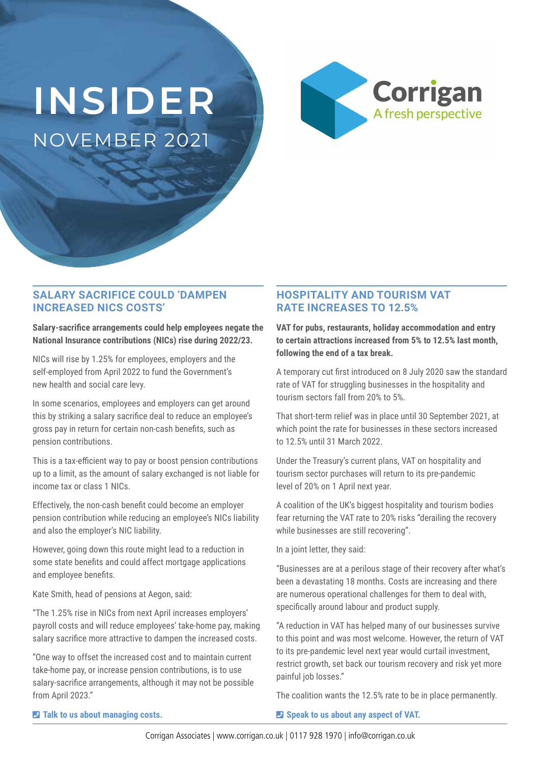# INSIDER

NOVEMBER 2021

Corrigan

A fresh perspective

## SALARY SACRIFICE COULD 'DAMPEN INCREASED NICS COSTS'

**Salary-sacrifice arrangements could help employees negate the National Insurance contributions (NICs) rise during 2022/23.**

NICs will rise by 1.25% for employees, employers and the self-employed from April 2022 to fund the Government's new health and social care levy.

In some scenarios, employees and employers can get around this by striking a salary sacrifice deal to reduce an employee's gross pay in return for certain non-cash benefits, such as pension contributions.

This is a tax-efficient way to pay or boost pension contributions up to a limit, as the amount of salary exchanged is not liable for income tax or class 1 NICs.

Effectively, the non-cash benefit could become an employer pension contribution while reducing an employee's NICs liability and also the employer's NIC liability.

However, going down this route might lead to a reduction in some state benefits and could affect mortgage applications and employee benefits.

Kate Smith, head of pensions at Aegon, said:

"The 1.25% rise in NICs from next April increases employers' payroll costs and will reduce employees' take-home pay, making salary sacrifice more attractive to dampen the increased costs.

"One way to offset the increased cost and to maintain current take-home pay, or increase pension contributions, is to use salary-sacrifice arrangements, although it may not be possible from April 2023."

**Talk to us about managing costs.**

## HOSPITALITY AND TOURISM VAT RATE INCREASES TO 12.5%

**VAT for pubs, restaurants, holiday accommodation and entry to certain attractions increased from 5% to 12.5% last month, following the end of a tax break.**

A temporary cut first introduced on 8 July 2020 saw the standard rate of VAT for struggling businesses in the hospitality and tourism sectors fall from 20% to 5%.

That short-term relief was in place until 30 September 2021, at which point the rate for businesses in these sectors increased to 12.5% until 31 March 2022.

Under the Treasury's current plans, VAT on hospitality and tourism sector purchases will return to its pre-pandemic level of 20% on 1 April next year.

A coalition of the UK's biggest hospitality and tourism bodies fear returning the VAT rate to 20% risks "derailing the recovery while businesses are still recovering".

In a joint letter, they said:

"Businesses are at a perilous stage of their recovery after what's been a devastating 18 months. Costs are increasing and there are numerous operational challenges for them to deal with, specifically around labour and product supply.

"A reduction in VAT has helped many of our businesses survive to this point and was most welcome. However, the return of VAT to its pre-pandemic level next year would curtail investment, restrict growth, set back our tourism recovery and risk yet more painful job losses."

The coalition wants the 12.5% rate to be in place permanently.

**Speak to us about any aspect of VAT.**

Corrigan Associates | www.corrigan.co.uk | 0117 928 1970 | info@corrigan.co.uk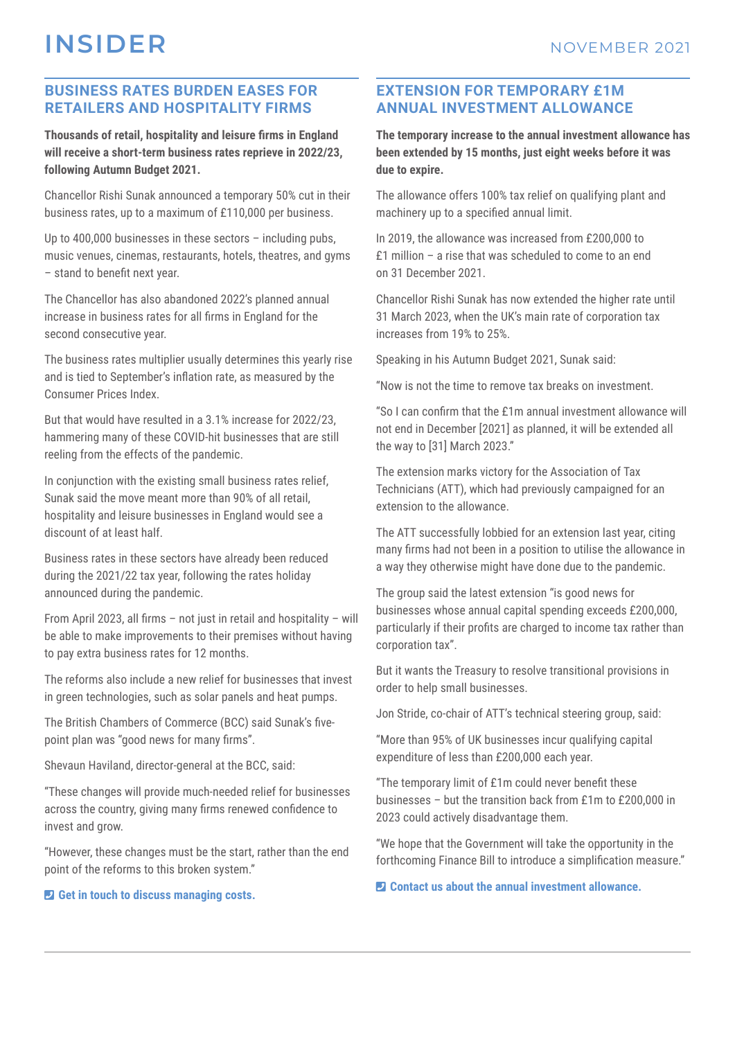## BUSINESS RATES BURDEN EASES FOR RETAILERS AND HOSPITALITY FIRMS

**Thousands of retail, hospitality and leisure firms in England will receive a short-term business rates reprieve in 2022/23, following Autumn Budget 2021.**

Chancellor Rishi Sunak announced a temporary 50% cut in their business rates, up to a maximum of £110,000 per business.

Up to 400,000 businesses in these sectors – including pubs, music venues, cinemas, restaurants, hotels, theatres, and gyms – stand to benefit next year.

The Chancellor has also abandoned 2022's planned annual increase in business rates for all firms in England for the second consecutive year.

The business rates multiplier usually determines this yearly rise and is tied to September's inflation rate, as measured by the Consumer Prices Index.

But that would have resulted in a 3.1% increase for 2022/23, hammering many of these COVID-hit businesses that are still reeling from the effects of the pandemic.

In conjunction with the existing small business rates relief, Sunak said the move meant more than 90% of all retail, hospitality and leisure businesses in England would see a discount of at least half.

Business rates in these sectors have already been reduced during the 2021/22 tax year, following the rates holiday announced during the pandemic.

From April 2023, all firms – not just in retail and hospitality – will be able to make improvements to their premises without having to pay extra business rates for 12 months.

The reforms also include a new relief for businesses that invest in green technologies, such as solar panels and heat pumps.

The British Chambers of Commerce (BCC) said Sunak's five-point plan was "good news for many firms".

Shevaun Haviland, director-general at the BCC, said:

"These changes will provide much-needed relief for businesses across the country, giving many firms renewed confidence to invest and grow.

"However, these changes must be the start, rather than the end point of the reforms to this broken system."

**Get in touch to discuss managing costs.**

## EXTENSION FOR TEMPORARY £1M ANNUAL INVESTMENT ALLOWANCE

**The temporary increase to the annual investment allowance has been extended by 15 months, just eight weeks before it was due to expire.**

The allowance offers 100% tax relief on qualifying plant and machinery up to a specified annual limit.

In 2019, the allowance was increased from £200,000 to £1 million – a rise that was scheduled to come to an end on 31 December 2021.

Chancellor Rishi Sunak has now extended the higher rate until 31 March 2023, when the UK's main rate of corporation tax increases from 19% to 25%.

Speaking in his Autumn Budget 2021, Sunak said:

"Now is not the time to remove tax breaks on investment.

"So I can confirm that the £1m annual investment allowance will not end in December [2021] as planned, it will be extended all the way to [31] March 2023."

The extension marks victory for the Association of Tax Technicians (ATT), which had previously campaigned for an extension to the allowance.

The ATT successfully lobbied for an extension last year, citing many firms had not been in a position to utilise the allowance in a way they otherwise might have done due to the pandemic.

The group said the latest extension "is good news for businesses whose annual capital spending exceeds £200,000, particularly if their profits are charged to income tax rather than corporation tax".

But it wants the Treasury to resolve transitional provisions in order to help small businesses.

Jon Stride, co-chair of ATT's technical steering group, said:

"More than 95% of UK businesses incur qualifying capital expenditure of less than £200,000 each year.

"The temporary limit of £1m could never benefit these businesses – but the transition back from £1m to £200,000 in 2023 could actively disadvantage them.

"We hope that the Government will take the opportunity in the forthcoming Finance Bill to introduce a simplification measure."

**Contact us about the annual investment allowance.**